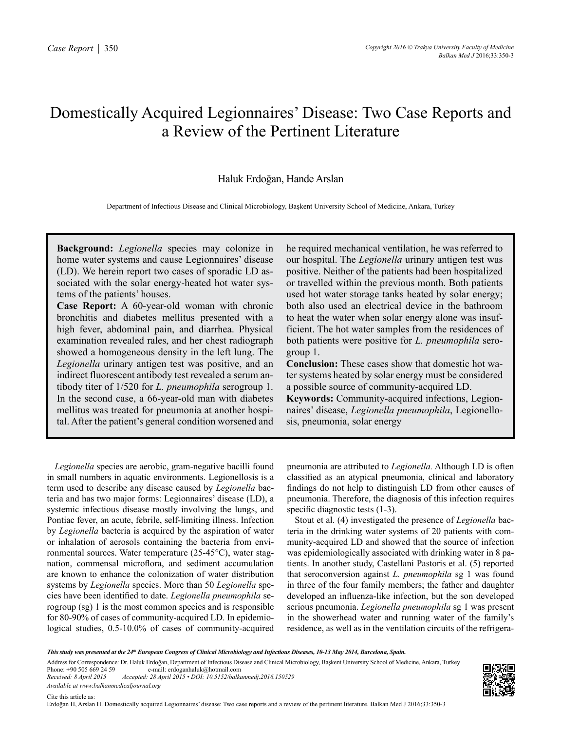# Domestically Acquired Legionnaires' Disease: Two Case Reports and a Review of the Pertinent Literature

Haluk Erdoğan, Hande Arslan

Department of Infectious Disease and Clinical Microbiology, Başkent University School of Medicine, Ankara, Turkey

**Background:** *Legionella* species may colonize in home water systems and cause Legionnaires' disease (LD). We herein report two cases of sporadic LD associated with the solar energy-heated hot water systems of the patients' houses.

**Case Report:** A 60-year-old woman with chronic bronchitis and diabetes mellitus presented with a high fever, abdominal pain, and diarrhea. Physical examination revealed rales, and her chest radiograph showed a homogeneous density in the left lung. The *Legionella* urinary antigen test was positive, and an indirect fluorescent antibody test revealed a serum antibody titer of 1/520 for *L. pneumophila* serogroup 1. In the second case, a 66-year-old man with diabetes mellitus was treated for pneumonia at another hospital. After the patient's general condition worsened and he required mechanical ventilation, he was referred to our hospital. The *Legionella* urinary antigen test was positive. Neither of the patients had been hospitalized or travelled within the previous month. Both patients used hot water storage tanks heated by solar energy; both also used an electrical device in the bathroom to heat the water when solar energy alone was insufficient. The hot water samples from the residences of both patients were positive for *L. pneumophila* serogroup 1.

**Conclusion:** These cases show that domestic hot water systems heated by solar energy must be considered a possible source of community-acquired LD.

**Keywords:** Community-acquired infections, Legionnaires' disease, *Legionella pneumophila*, Legionellosis, pneumonia, solar energy

*Legionella* species are aerobic, gram-negative bacilli found in small numbers in aquatic environments. Legionellosis is a term used to describe any disease caused by *Legionella* bacteria and has two major forms: Legionnaires' disease (LD), a systemic infectious disease mostly involving the lungs, and Pontiac fever, an acute, febrile, self-limiting illness. Infection by *Legionella* bacteria is acquired by the aspiration of water or inhalation of aerosols containing the bacteria from environmental sources. Water temperature (25-45°C), water stagnation, commensal microflora, and sediment accumulation are known to enhance the colonization of water distribution systems by *Legionella* species. More than 50 *Legionella* species have been identified to date. *Legionella pneumophila* serogroup (sg) 1 is the most common species and is responsible for 80-90% of cases of community-acquired LD. In epidemiological studies, 0.5-10.0% of cases of community-acquired pneumonia are attributed to *Legionella.* Although LD is often classified as an atypical pneumonia, clinical and laboratory findings do not help to distinguish LD from other causes of pneumonia. Therefore, the diagnosis of this infection requires specific diagnostic tests (1-3).

Stout et al. (4) investigated the presence of *Legionella* bacteria in the drinking water systems of 20 patients with community-acquired LD and showed that the source of infection was epidemiologically associated with drinking water in 8 patients. In another study, Castellani Pastoris et al. (5) reported that seroconversion against *L. pneumophila* sg 1 was found in three of the four family members; the father and daughter developed an influenza-like infection, but the son developed serious pneumonia. *Legionella pneumophila* sg 1 was present in the showerhead water and running water of the family's residence, as well as in the ventilation circuits of the refrigera-

***This study was presented at the 24th European Congress of Clinical Microbiology and Infectious Diseases, 10-13 May 2014, Barcelona, Spain.***

Address for Correspondence: Dr. Haluk Erdoğan, Department of Infectious Disease and Clinical Microbiology, Başkent University School of Medicine, Ankara, Turkey
Phone: +90 505 669 24 59 e-mail: erdoganhaluk@hotmail.com
*Received: 8 April 2015 Accepted: 28 April 2015 • DOI: 10.5152/balkanmedj.2016.150529*
*Available at www.balkanmedicaljournal.org*

Cite this article as:
Erdoğan H, Arslan H. Domestically acquired Legionnaires' disease: Two case reports and a review of the pertinent literature. Balkan Med J 2016;33:350-3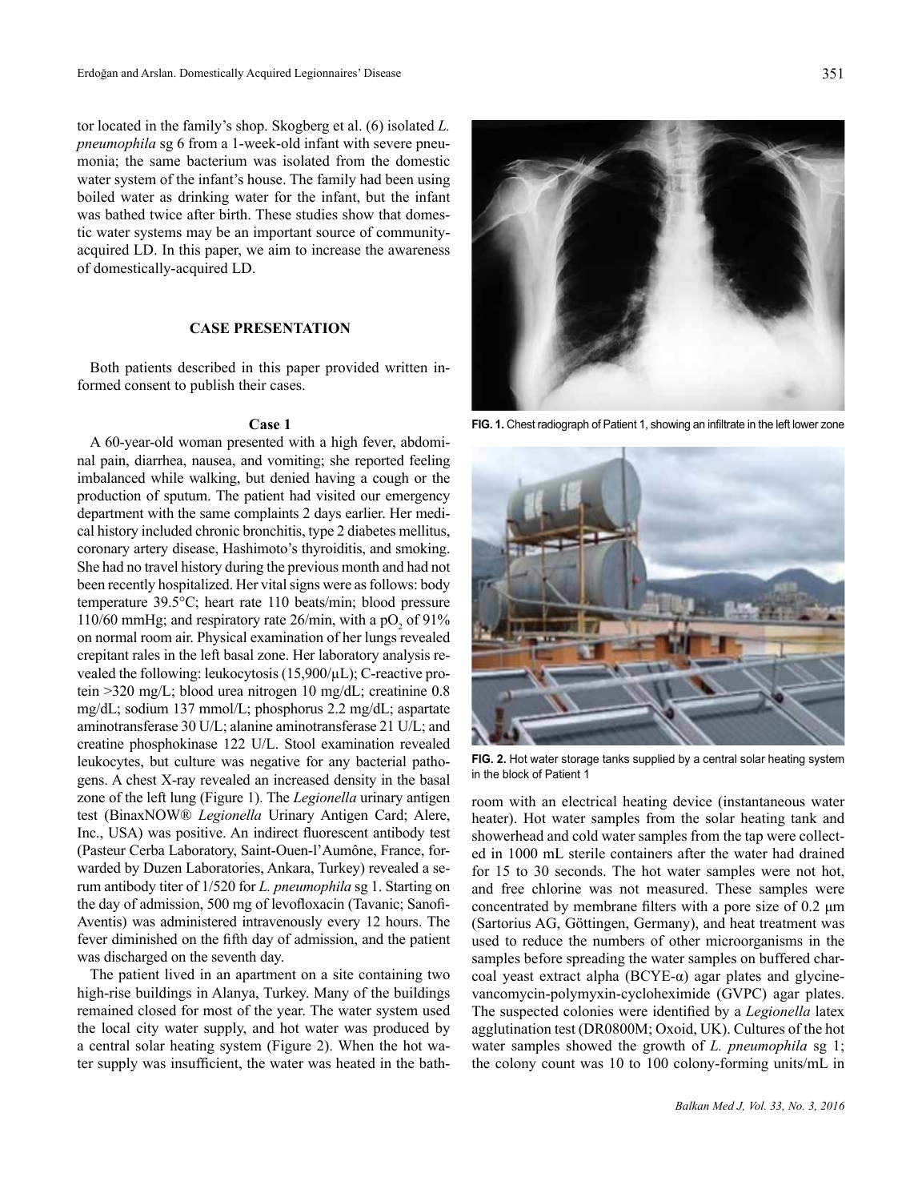tor located in the family's shop. Skogberg et al. (6) isolated *L. pneumophila* sg 6 from a 1-week-old infant with severe pneumonia; the same bacterium was isolated from the domestic water system of the infant's house. The family had been using boiled water as drinking water for the infant, but the infant was bathed twice after birth. These studies show that domestic water systems may be an important source of community-acquired LD. In this paper, we aim to increase the awareness of domestically-acquired LD.

## CASE PRESENTATION

Both patients described in this paper provided written informed consent to publish their cases.

### Case 1

A 60-year-old woman presented with a high fever, abdominal pain, diarrhea, nausea, and vomiting; she reported feeling imbalanced while walking, but denied having a cough or the production of sputum. The patient had visited our emergency department with the same complaints 2 days earlier. Her medical history included chronic bronchitis, type 2 diabetes mellitus, coronary artery disease, Hashimoto's thyroiditis, and smoking. She had no travel history during the previous month and had not been recently hospitalized. Her vital signs were as follows: body temperature 39.5°C; heart rate 110 beats/min; blood pressure 110/60 mmHg; and respiratory rate 26/min, with a $pO_2$ of 91% on normal room air. Physical examination of her lungs revealed crepitant rales in the left basal zone. Her laboratory analysis revealed the following: leukocytosis (15,900/μL); C-reactive protein >320 mg/L; blood urea nitrogen 10 mg/dL; creatinine 0.8 mg/dL; sodium 137 mmol/L; phosphorus 2.2 mg/dL; aspartate aminotransferase 30 U/L; alanine aminotransferase 21 U/L; and creatine phosphokinase 122 U/L. Stool examination revealed leukocytes, but culture was negative for any bacterial pathogens. A chest X-ray revealed an increased density in the basal zone of the left lung (Figure 1). The *Legionella* urinary antigen test (BinaxNOW® *Legionella* Urinary Antigen Card; Alere, Inc., USA) was positive. An indirect fluorescent antibody test (Pasteur Cerba Laboratory, Saint-Ouen-l'Aumône, France, forwarded by Duzen Laboratories, Ankara, Turkey) revealed a serum antibody titer of 1/520 for *L. pneumophila* sg 1. Starting on the day of admission, 500 mg of levofloxacin (Tavanic; Sanofi-Aventis) was administered intravenously every 12 hours. The fever diminished on the fifth day of admission, and the patient was discharged on the seventh day.

The patient lived in an apartment on a site containing two high-rise buildings in Alanya, Turkey. Many of the buildings remained closed for most of the year. The water system used the local city water supply, and hot water was produced by a central solar heating system (Figure 2). When the hot water supply was insufficient, the water was heated in the bathroom with an electrical heating device (instantaneous water heater). Hot water samples from the solar heating tank and showerhead and cold water samples from the tap were collected in 1000 mL sterile containers after the water had drained for 15 to 30 seconds. The hot water samples were not hot, and free chlorine was not measured. These samples were concentrated by membrane filters with a pore size of 0.2 μm (Sartorius AG, Göttingen, Germany), and heat treatment was used to reduce the numbers of other microorganisms in the samples before spreading the water samples on buffered charcoal yeast extract alpha (BCYE-α) agar plates and glycine-vancomycin-polymyxin-cycloheximide (GVPC) agar plates. The suspected colonies were identified by a *Legionella* latex agglutination test (DR0800M; Oxoid, UK). Cultures of the hot water samples showed the growth of *L. pneumophila* sg 1; the colony count was 10 to 100 colony-forming units/mL in

**FIG. 1.** Chest radiograph of Patient 1, showing an infiltrate in the left lower zone

**FIG. 2.** Hot water storage tanks supplied by a central solar heating system in the block of Patient 1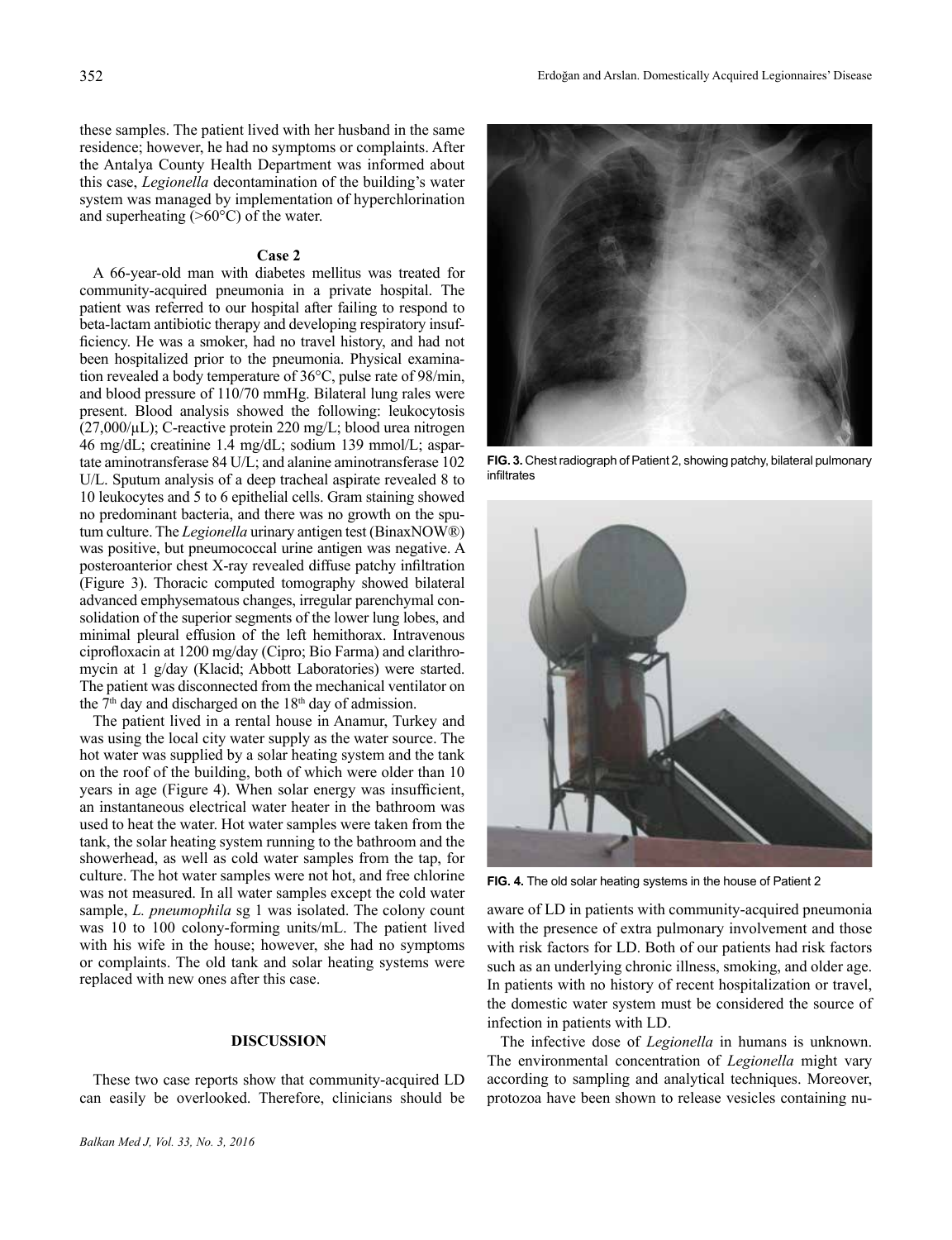these samples. The patient lived with her husband in the same residence; however, he had no symptoms or complaints. After the Antalya County Health Department was informed about this case, *Legionella* decontamination of the building's water system was managed by implementation of hyperchlorination and superheating (>60°C) of the water.

### Case 2

A 66-year-old man with diabetes mellitus was treated for community-acquired pneumonia in a private hospital. The patient was referred to our hospital after failing to respond to beta-lactam antibiotic therapy and developing respiratory insufficiency. He was a smoker, had no travel history, and had not been hospitalized prior to the pneumonia. Physical examination revealed a body temperature of 36°C, pulse rate of 98/min, and blood pressure of 110/70 mmHg. Bilateral lung rales were present. Blood analysis showed the following: leukocytosis (27,000/μL); C-reactive protein 220 mg/L; blood urea nitrogen 46 mg/dL; creatinine 1.4 mg/dL; sodium 139 mmol/L; aspartate aminotransferase 84 U/L; and alanine aminotransferase 102 U/L. Sputum analysis of a deep tracheal aspirate revealed 8 to 10 leukocytes and 5 to 6 epithelial cells. Gram staining showed no predominant bacteria, and there was no growth on the sputum culture. The *Legionella* urinary antigen test (BinaxNOW®) was positive, but pneumococcal urine antigen was negative. A posteroanterior chest X-ray revealed diffuse patchy infiltration (Figure 3). Thoracic computed tomography showed bilateral advanced emphysematous changes, irregular parenchymal consolidation of the superior segments of the lower lung lobes, and minimal pleural effusion of the left hemithorax. Intravenous ciprofloxacin at 1200 mg/day (Cipro; Bio Farma) and clarithromycin at 1 g/day (Klacid; Abbott Laboratories) were started. The patient was disconnected from the mechanical ventilator on the 7th day and discharged on the 18th day of admission.

The patient lived in a rental house in Anamur, Turkey and was using the local city water supply as the water source. The hot water was supplied by a solar heating system and the tank on the roof of the building, both of which were older than 10 years in age (Figure 4). When solar energy was insufficient, an instantaneous electrical water heater in the bathroom was used to heat the water. Hot water samples were taken from the tank, the solar heating system running to the bathroom and the showerhead, as well as cold water samples from the tap, for culture. The hot water samples were not hot, and free chlorine was not measured. In all water samples except the cold water sample, *L. pneumophila* sg 1 was isolated. The colony count was 10 to 100 colony-forming units/mL. The patient lived with his wife in the house; however, she had no symptoms or complaints. The old tank and solar heating systems were replaced with new ones after this case.

**FIG. 3.** Chest radiograph of Patient 2, showing patchy, bilateral pulmonary infiltrates

**FIG. 4.** The old solar heating systems in the house of Patient 2

## DISCUSSION

These two case reports show that community-acquired LD can easily be overlooked. Therefore, clinicians should be aware of LD in patients with community-acquired pneumonia with the presence of extra pulmonary involvement and those with risk factors for LD. Both of our patients had risk factors such as an underlying chronic illness, smoking, and older age. In patients with no history of recent hospitalization or travel, the domestic water system must be considered the source of infection in patients with LD.

The infective dose of *Legionella* in humans is unknown. The environmental concentration of *Legionella* might vary according to sampling and analytical techniques. Moreover, protozoa have been shown to release vesicles containing nu-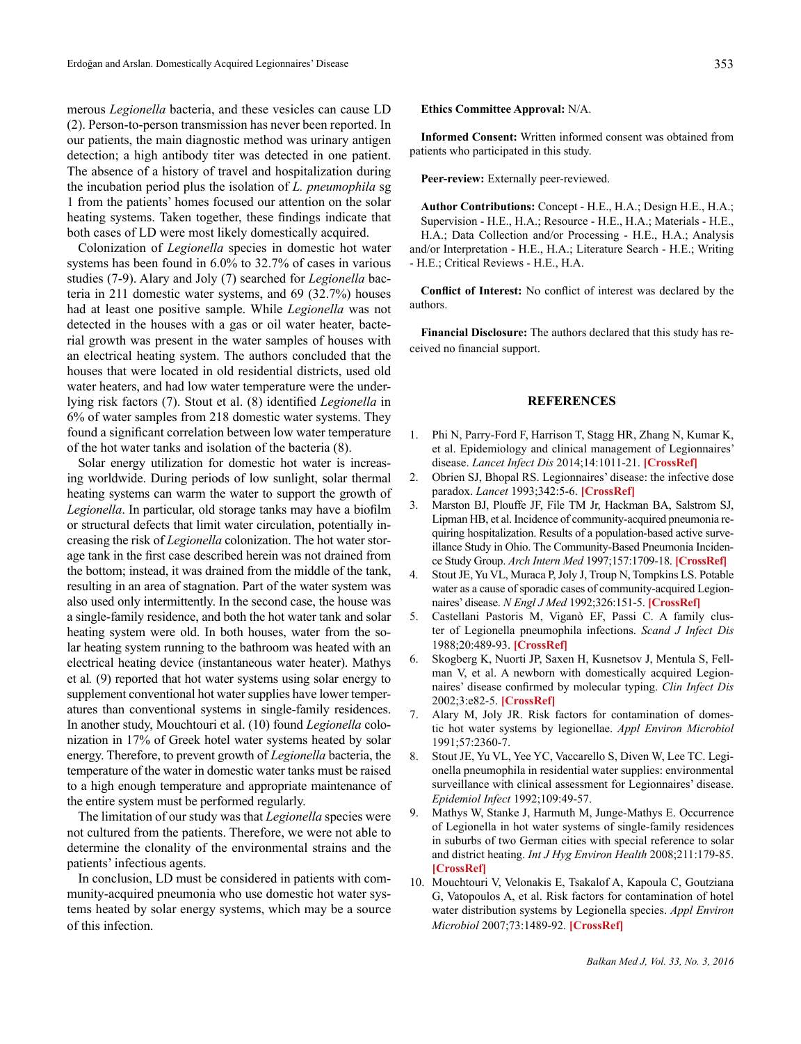merous *Legionella* bacteria, and these vesicles can cause LD (2). Person-to-person transmission has never been reported. In our patients, the main diagnostic method was urinary antigen detection; a high antibody titer was detected in one patient. The absence of a history of travel and hospitalization during the incubation period plus the isolation of *L. pneumophila* sg 1 from the patients' homes focused our attention on the solar heating systems. Taken together, these findings indicate that both cases of LD were most likely domestically acquired.

Colonization of *Legionella* species in domestic hot water systems has been found in 6.0% to 32.7% of cases in various studies (7-9). Alary and Joly (7) searched for *Legionella* bacteria in 211 domestic water systems, and 69 (32.7%) houses had at least one positive sample. While *Legionella* was not detected in the houses with a gas or oil water heater, bacterial growth was present in the water samples of houses with an electrical heating system. The authors concluded that the houses that were located in old residential districts, used old water heaters, and had low water temperature were the underlying risk factors (7). Stout et al. (8) identified *Legionella* in 6% of water samples from 218 domestic water systems. They found a significant correlation between low water temperature of the hot water tanks and isolation of the bacteria (8).

Solar energy utilization for domestic hot water is increasing worldwide. During periods of low sunlight, solar thermal heating systems can warm the water to support the growth of *Legionella*. In particular, old storage tanks may have a biofilm or structural defects that limit water circulation, potentially increasing the risk of *Legionella* colonization. The hot water storage tank in the first case described herein was not drained from the bottom; instead, it was drained from the middle of the tank, resulting in an area of stagnation. Part of the water system was also used only intermittently. In the second case, the house was a single-family residence, and both the hot water tank and solar heating system were old. In both houses, water from the solar heating system running to the bathroom was heated with an electrical heating device (instantaneous water heater). Mathys et al. (9) reported that hot water systems using solar energy to supplement conventional hot water supplies have lower temperatures than conventional systems in single-family residences. In another study, Mouchtouri et al. (10) found *Legionella* colonization in 17% of Greek hotel water systems heated by solar energy. Therefore, to prevent growth of *Legionella* bacteria, the temperature of the water in domestic water tanks must be raised to a high enough temperature and appropriate maintenance of the entire system must be performed regularly.

The limitation of our study was that *Legionella* species were not cultured from the patients. Therefore, we were not able to determine the clonality of the environmental strains and the patients' infectious agents.

In conclusion, LD must be considered in patients with community-acquired pneumonia who use domestic hot water systems heated by solar energy systems, which may be a source of this infection.

**Ethics Committee Approval:** N/A.

**Informed Consent:** Written informed consent was obtained from patients who participated in this study.

**Peer-review:** Externally peer-reviewed.

**Author Contributions:** Concept - H.E., H.A.; Design H.E., H.A.; Supervision - H.E., H.A.; Resource - H.E., H.A.; Materials - H.E., H.A.; Data Collection and/or Processing - H.E., H.A.; Analysis and/or Interpretation - H.E., H.A.; Literature Search - H.E.; Writing - H.E.; Critical Reviews - H.E., H.A.

**Conflict of Interest:** No conflict of interest was declared by the authors.

**Financial Disclosure:** The authors declared that this study has received no financial support.

## REFERENCES

1. Phi N, Parry-Ford F, Harrison T, Stagg HR, Zhang N, Kumar K, et al. Epidemiology and clinical management of Legionnaires' disease. *Lancet Infect Dis* 2014;14:1011-21. **[CrossRef]**
2. Obrien SJ, Bhopal RS. Legionnaires' disease: the infective dose paradox. *Lancet* 1993;342:5-6. **[CrossRef]**
3. Marston BJ, Plouffe JF, File TM Jr, Hackman BA, Salstrom SJ, Lipman HB, et al. Incidence of community-acquired pneumonia requiring hospitalization. Results of a population-based active surveillance Study in Ohio. The Community-Based Pneumonia Incidence Study Group. *Arch Intern Med* 1997;157:1709-18. **[CrossRef]**
4. Stout JE, Yu VL, Muraca P, Joly J, Troup N, Tompkins LS. Potable water as a cause of sporadic cases of community-acquired Legionnaires' disease. *N Engl J Med* 1992;326:151-5. **[CrossRef]**
5. Castellani Pastoris M, Viganò EF, Passi C. A family cluster of Legionella pneumophila infections. *Scand J Infect Dis* 1988;20:489-93. **[CrossRef]**
6. Skogberg K, Nuorti JP, Saxen H, Kusnetsov J, Mentula S, Fellman V, et al. A newborn with domestically acquired Legionnaires' disease confirmed by molecular typing. *Clin Infect Dis* 2002;3:e82-5. **[CrossRef]**
7. Alary M, Joly JR. Risk factors for contamination of domestic hot water systems by legionellae. *Appl Environ Microbiol* 1991;57:2360-7.
8. Stout JE, Yu VL, Yee YC, Vaccarello S, Diven W, Lee TC. Legionella pneumophila in residential water supplies: environmental surveillance with clinical assessment for Legionnaires' disease. *Epidemiol Infect* 1992;109:49-57.
9. Mathys W, Stanke J, Harmuth M, Junge-Mathys E. Occurrence of Legionella in hot water systems of single-family residences in suburbs of two German cities with special reference to solar and district heating. *Int J Hyg Environ Health* 2008;211:179-85. **[CrossRef]**
10. Mouchtouri V, Velonakis E, Tsakalof A, Kapoula C, Goutziana G, Vatopoulos A, et al. Risk factors for contamination of hotel water distribution systems by Legionella species. *Appl Environ Microbiol* 2007;73:1489-92. **[CrossRef]**